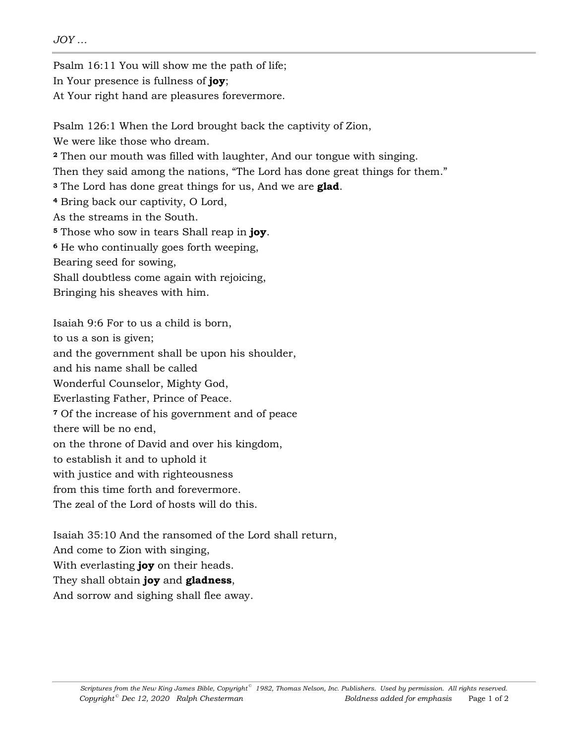*JOY …*

Psalm 16:11 You will show me the path of life;
In Your presence is fullness of **joy**;
At Your right hand are pleasures forevermore.

Psalm 126:1 When the Lord brought back the captivity of Zion,
We were like those who dream.
[2] Then our mouth was filled with laughter, And our tongue with singing.
Then they said among the nations, “The Lord has done great things for them.”
[3] The Lord has done great things for us, And we are **glad**.
[4] Bring back our captivity, O Lord,
As the streams in the South.
[5] Those who sow in tears Shall reap in **joy**.
[6] He who continually goes forth weeping,
Bearing seed for sowing,
Shall doubtless come again with rejoicing,
Bringing his sheaves with him.

Isaiah 9:6 For to us a child is born,
to us a son is given;
and the government shall be upon his shoulder,
and his name shall be called
Wonderful Counselor, Mighty God,
Everlasting Father, Prince of Peace.
[7] Of the increase of his government and of peace
there will be no end,
on the throne of David and over his kingdom,
to establish it and to uphold it
with justice and with righteousness
from this time forth and forevermore.
The zeal of the Lord of hosts will do this.

Isaiah 35:10 And the ransomed of the Lord shall return,
And come to Zion with singing,
With everlasting **joy** on their heads.
They shall obtain **joy** and **gladness**,
And sorrow and sighing shall flee away.

*Scriptures from the New King James Bible, Copyright© 1982, Thomas Nelson, Inc. Publishers. Used by permission. All rights reserved.*
*Copyright© Dec 12, 2020 Ralph Chesterman* *Boldness added for emphasis*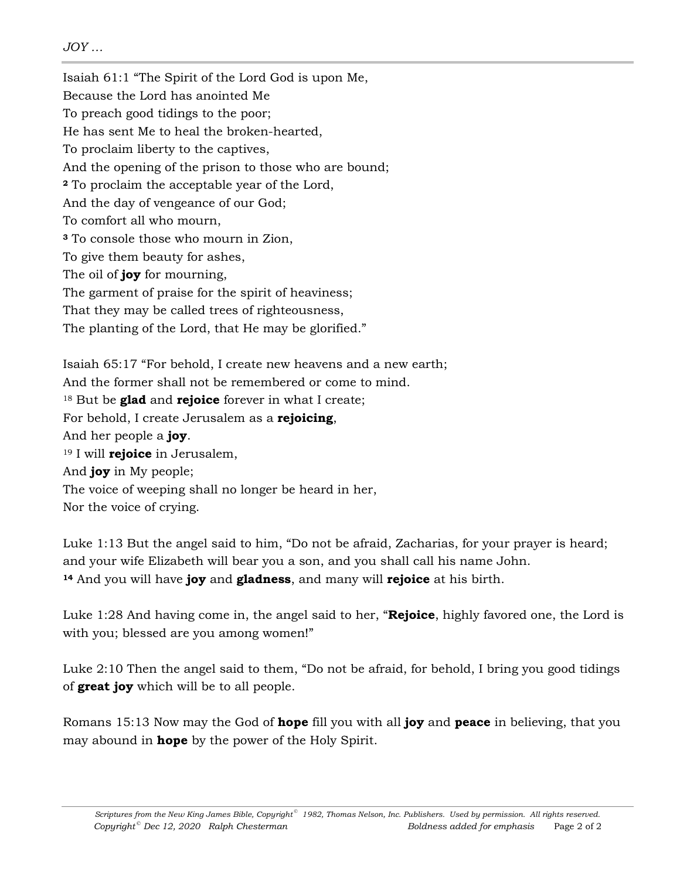Isaiah 61:1 “The Spirit of the Lord God is upon Me,
Because the Lord has anointed Me
To preach good tidings to the poor;
He has sent Me to heal the broken-hearted,
To proclaim liberty to the captives,
And the opening of the prison to those who are bound;
**2** To proclaim the acceptable year of the Lord,
And the day of vengeance of our God;
To comfort all who mourn,
**3** To console those who mourn in Zion,
To give them beauty for ashes,
The oil of **joy** for mourning,
The garment of praise for the spirit of heaviness;
That they may be called trees of righteousness,
The planting of the Lord, that He may be glorified.”

Isaiah 65:17 “For behold, I create new heavens and a new earth;
And the former shall not be remembered or come to mind.
18 But be **glad** and **rejoice** forever in what I create;
For behold, I create Jerusalem as a **rejoicing**,
And her people a **joy**.
19 I will **rejoice** in Jerusalem,
And **joy** in My people;
The voice of weeping shall no longer be heard in her,
Nor the voice of crying.

Luke 1:13 But the angel said to him, “Do not be afraid, Zacharias, for your prayer is heard; and your wife Elizabeth will bear you a son, and you shall call his name John.
**14** And you will have **joy** and **gladness**, and many will **rejoice** at his birth.

Luke 1:28 And having come in, the angel said to her, “**Rejoice**, highly favored one, the Lord is with you; blessed are you among women!”

Luke 2:10 Then the angel said to them, “Do not be afraid, for behold, I bring you good tidings of **great joy** which will be to all people.

Romans 15:13 Now may the God of **hope** fill you with all **joy** and **peace** in believing, that you may abound in **hope** by the power of the Holy Spirit.

*Scriptures from the New King James Bible, Copyright© 1982, Thomas Nelson, Inc. Publishers. Used by permission. All rights reserved.*
*Copyright© Dec 12, 2020 Ralph Chesterman* *Boldness added for emphasis*